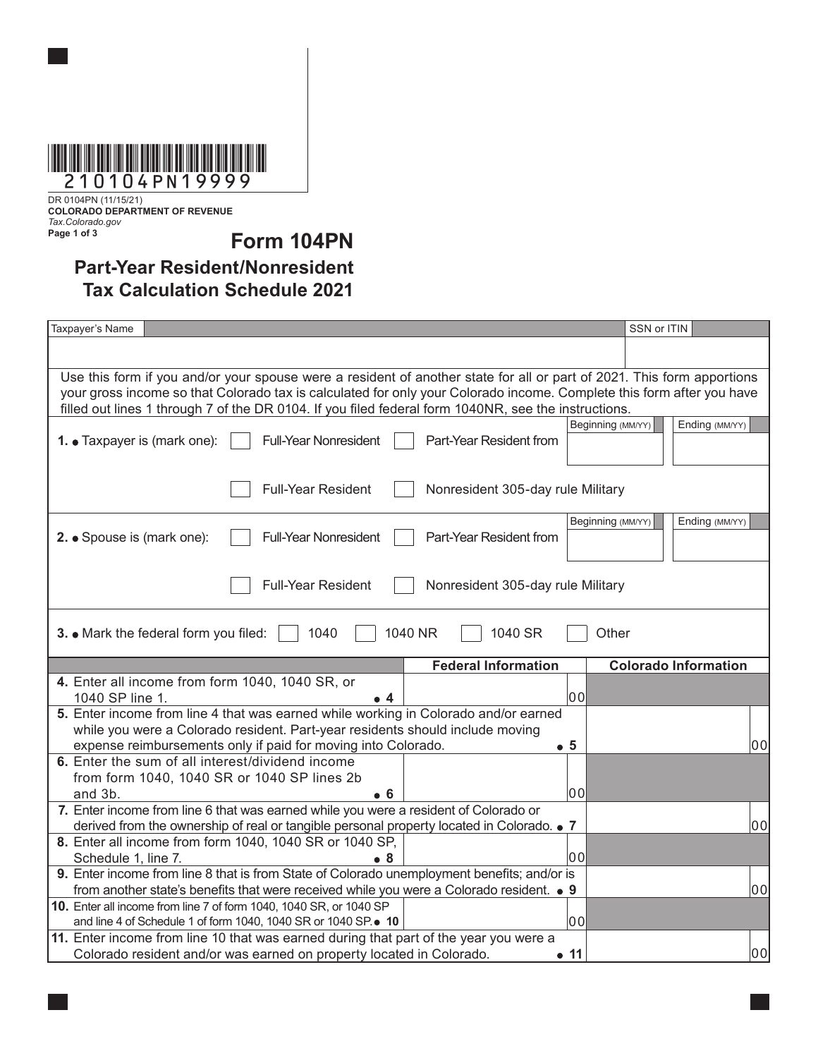210104PN19999

DR 0104PN (11/15/21)
**COLORADO DEPARTMENT OF REVENUE**
*Tax.Colorado.gov*

# Form 104PN

## Part-Year Resident/Nonresident Tax Calculation Schedule 2021

| Taxpayer's Name | SSN or ITIN |
|---|---|
| | |

Use this form if you and/or your spouse were a resident of another state for all or part of 2021. This form apportions your gross income so that Colorado tax is calculated for only your Colorado income. Complete this form after you have filled out lines 1 through 7 of the DR 0104. If you filed federal form 1040NR, see the instructions.

**1.** • Taxpayer is (mark one): ☐ Full-Year Nonresident ☐ Part-Year Resident from Beginning (MM/YY) ____ Ending (MM/YY) ____
☐ Full-Year Resident ☐ Nonresident 305-day rule Military

**2.** • Spouse is (mark one): ☐ Full-Year Nonresident ☐ Part-Year Resident from Beginning (MM/YY) ____ Ending (MM/YY) ____
☐ Full-Year Resident ☐ Nonresident 305-day rule Military

**3.** • Mark the federal form you filed: ☐ 1040 ☐ 1040 NR ☐ 1040 SR ☐ Other

| | Federal Information | Colorado Information |
|---|---|---|
| **4.** Enter all income from form 1040, 1040 SR, or 1040 SP line 1. • 4 | 00 | |
| **5.** Enter income from line 4 that was earned while working in Colorado and/or earned while you were a Colorado resident. Part-year residents should include moving expense reimbursements only if paid for moving into Colorado. • 5 | | 00 |
| **6.** Enter the sum of all interest/dividend income from form 1040, 1040 SR or 1040 SP lines 2b and 3b. • 6 | 00 | |
| **7.** Enter income from line 6 that was earned while you were a resident of Colorado or derived from the ownership of real or tangible personal property located in Colorado. • 7 | | 00 |
| **8.** Enter all income from form 1040, 1040 SR or 1040 SP, Schedule 1, line 7. • 8 | 00 | |
| **9.** Enter income from line 8 that is from State of Colorado unemployment benefits; and/or is from another state's benefits that were received while you were a Colorado resident. • 9 | | 00 |
| **10.** Enter all income from line 7 of form 1040, 1040 SR, or 1040 SP and line 4 of Schedule 1 of form 1040, 1040 SR or 1040 SP. • 10 | 00 | |
| **11.** Enter income from line 10 that was earned during that part of the year you were a Colorado resident and/or was earned on property located in Colorado. • 11 | | 00 |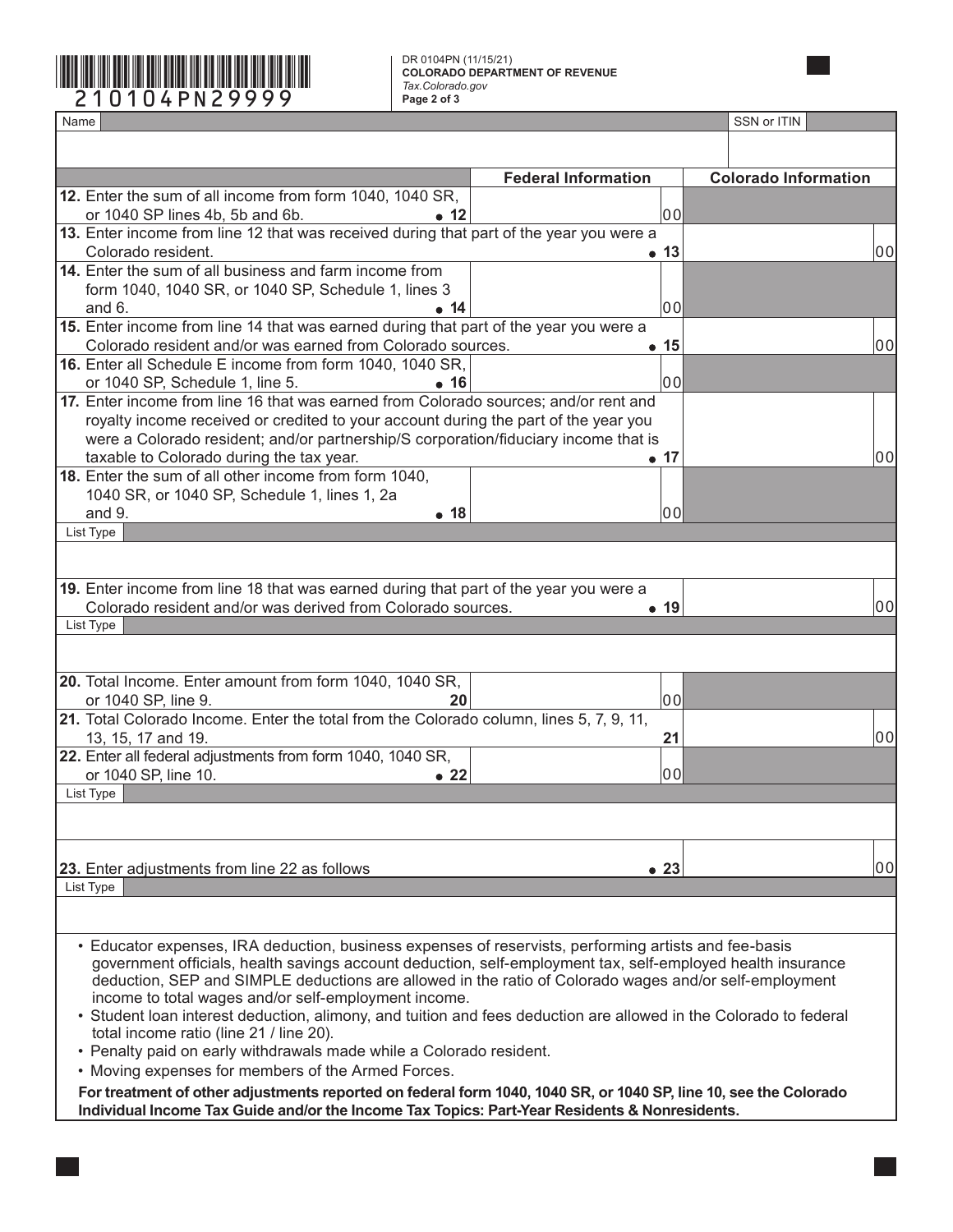210104PN29999

DR 0104PN (11/15/21)
**COLORADO DEPARTMENT OF REVENUE**
*Tax.Colorado.gov*

| Name | SSN or ITIN |
|---|---|
| | |

| | Federal Information | Colorado Information |
|---|---|---|
| **12.** Enter the sum of all income from form 1040, 1040 SR, or 1040 SP lines 4b, 5b and 6b. ● 12 | 00 | |
| **13.** Enter income from line 12 that was received during that part of the year you were a Colorado resident. ● 13 | | 00 |
| **14.** Enter the sum of all business and farm income from form 1040, 1040 SR, or 1040 SP, Schedule 1, lines 3 and 6. ● 14 | 00 | |
| **15.** Enter income from line 14 that was earned during that part of the year you were a Colorado resident and/or was earned from Colorado sources. ● 15 | | 00 |
| **16.** Enter all Schedule E income from form 1040, 1040 SR, or 1040 SP, Schedule 1, line 5. ● 16 | 00 | |
| **17.** Enter income from line 16 that was earned from Colorado sources; and/or rent and royalty income received or credited to your account during the part of the year you were a Colorado resident; and/or partnership/S corporation/fiduciary income that is taxable to Colorado during the tax year. ● 17 | | 00 |
| **18.** Enter the sum of all other income from form 1040, 1040 SR, or 1040 SP, Schedule 1, lines 1, 2a and 9. ● 18 | 00 | |
| List Type | | |
| **19.** Enter income from line 18 that was earned during that part of the year you were a Colorado resident and/or was derived from Colorado sources. ● 19 | | 00 |
| List Type | | |
| **20.** Total Income. Enter amount from form 1040, 1040 SR, or 1040 SP, line 9. 20 | 00 | |
| **21.** Total Colorado Income. Enter the total from the Colorado column, lines 5, 7, 9, 11, 13, 15, 17 and 19. 21 | | 00 |
| **22.** Enter all federal adjustments from form 1040, 1040 SR, or 1040 SP, line 10. ● 22 | 00 | |
| List Type | | |
| **23.** Enter adjustments from line 22 as follows ● 23 | | 00 |
| List Type | | |

- Educator expenses, IRA deduction, business expenses of reservists, performing artists and fee-basis government officials, health savings account deduction, self-employment tax, self-employed health insurance deduction, SEP and SIMPLE deductions are allowed in the ratio of Colorado wages and/or self-employment income to total wages and/or self-employment income.
- Student loan interest deduction, alimony, and tuition and fees deduction are allowed in the Colorado to federal total income ratio (line 21 / line 20).
- Penalty paid on early withdrawals made while a Colorado resident.
- Moving expenses for members of the Armed Forces.

**For treatment of other adjustments reported on federal form 1040, 1040 SR, or 1040 SP, line 10, see the Colorado Individual Income Tax Guide and/or the Income Tax Topics: Part-Year Residents & Nonresidents.**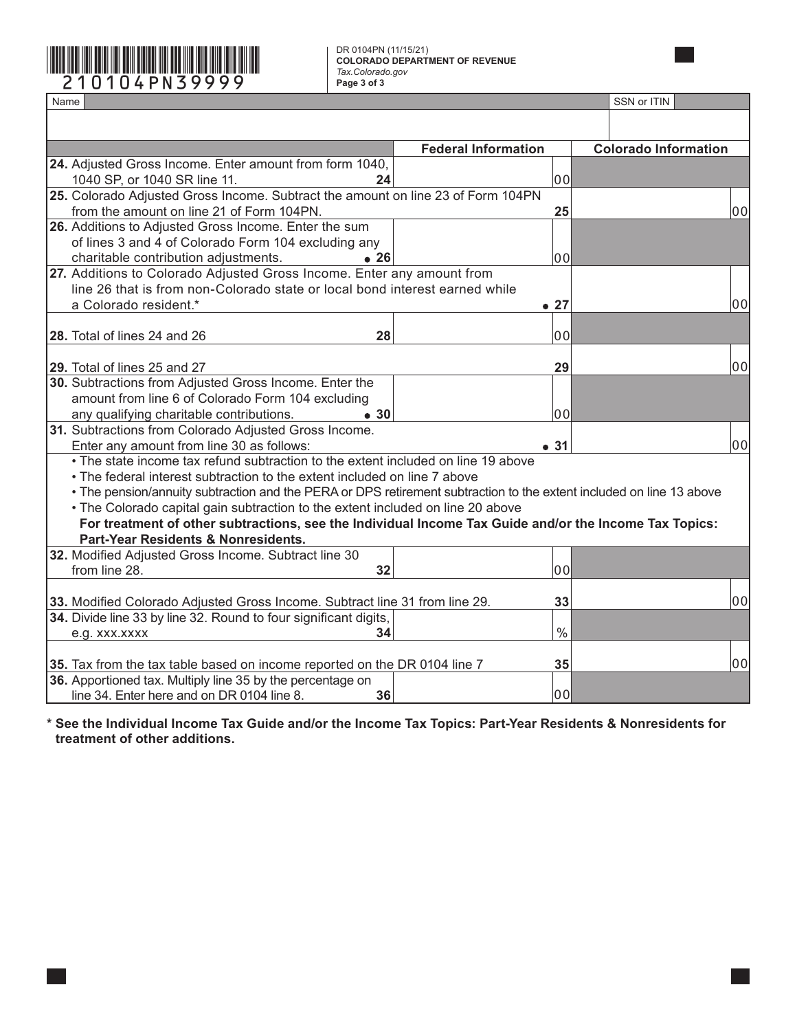210104PN39999

DR 0104PN (11/15/21)
**COLORADO DEPARTMENT OF REVENUE**
*Tax.Colorado.gov*

| Name | SSN or ITIN |
|---|---|
| | |

| | Federal Information | Colorado Information |
|---|---|---|
| **24.** Adjusted Gross Income. Enter amount from form 1040, 1040 SP, or 1040 SR line 11. **24** | 00 | |
| **25.** Colorado Adjusted Gross Income. Subtract the amount on line 23 of Form 104PN from the amount on line 21 of Form 104PN. **25** | | 00 |
| **26.** Additions to Adjusted Gross Income. Enter the sum of lines 3 and 4 of Colorado Form 104 excluding any charitable contribution adjustments. • **26** | 00 | |
| **27.** Additions to Colorado Adjusted Gross Income. Enter any amount from line 26 that is from non-Colorado state or local bond interest earned while a Colorado resident.* • **27** | | 00 |
| **28.** Total of lines 24 and 26 **28** | 00 | |
| **29.** Total of lines 25 and 27 **29** | | 00 |
| **30.** Subtractions from Adjusted Gross Income. Enter the amount from line 6 of Colorado Form 104 excluding any qualifying charitable contributions. • **30** | 00 | |
| **31.** Subtractions from Colorado Adjusted Gross Income. Enter any amount from line 30 as follows: • **31** | | 00 |

- The state income tax refund subtraction to the extent included on line 19 above
- The federal interest subtraction to the extent included on line 7 above
- The pension/annuity subtraction and the PERA or DPS retirement subtraction to the extent included on line 13 above
- The Colorado capital gain subtraction to the extent included on line 20 above

**For treatment of other subtractions, see the Individual Income Tax Guide and/or the Income Tax Topics: Part-Year Residents & Nonresidents.**

| | Federal Information | Colorado Information |
|---|---|---|
| **32.** Modified Adjusted Gross Income. Subtract line 30 from line 28. **32** | 00 | |
| **33.** Modified Colorado Adjusted Gross Income. Subtract line 31 from line 29. **33** | | 00 |
| **34.** Divide line 33 by line 32. Round to four significant digits, e.g. xxx.xxxx **34** | % | |
| **35.** Tax from the tax table based on income reported on the DR 0104 line 7 **35** | | 00 |
| **36.** Apportioned tax. Multiply line 35 by the percentage on line 34. Enter here and on DR 0104 line 8. **36** | 00 | |

**\* See the Individual Income Tax Guide and/or the Income Tax Topics: Part-Year Residents & Nonresidents for treatment of other additions.**